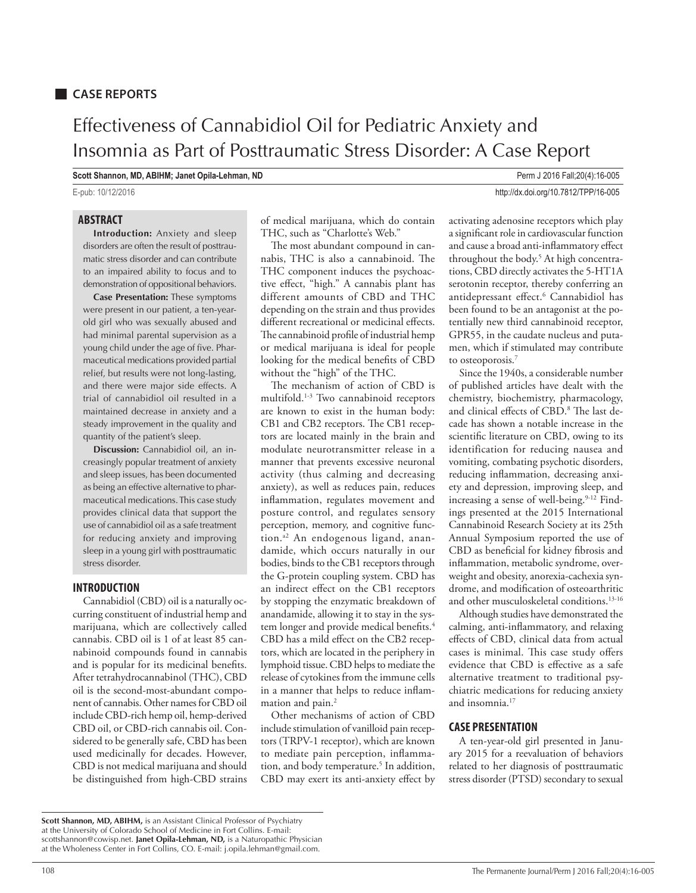## CASE REPORTS

# Effectiveness of Cannabidiol Oil for Pediatric Anxiety and Insomnia as Part of Posttraumatic Stress Disorder: A Case Report

**Scott Shannon, MD, ABIHM; Janet Opila-Lehman, ND**

E-pub: 10/12/2016

http://dx.doi.org/10.7812/TPP/16-005

## ABSTRACT

**Introduction:** Anxiety and sleep disorders are often the result of posttraumatic stress disorder and can contribute to an impaired ability to focus and to demonstration of oppositional behaviors.

**Case Presentation:** These symptoms were present in our patient, a ten-year-old girl who was sexually abused and had minimal parental supervision as a young child under the age of five. Pharmaceutical medications provided partial relief, but results were not long-lasting, and there were major side effects. A trial of cannabidiol oil resulted in a maintained decrease in anxiety and a steady improvement in the quality and quantity of the patient's sleep.

**Discussion:** Cannabidiol oil, an increasingly popular treatment of anxiety and sleep issues, has been documented as being an effective alternative to pharmaceutical medications. This case study provides clinical data that support the use of cannabidiol oil as a safe treatment for reducing anxiety and improving sleep in a young girl with posttraumatic stress disorder.

## INTRODUCTION

Cannabidiol (CBD) oil is a naturally occurring constituent of industrial hemp and marijuana, which are collectively called cannabis. CBD oil is 1 of at least 85 cannabinoid compounds found in cannabis and is popular for its medicinal benefits. After tetrahydrocannabinol (THC), CBD oil is the second-most-abundant component of cannabis. Other names for CBD oil include CBD-rich hemp oil, hemp-derived CBD oil, or CBD-rich cannabis oil. Considered to be generally safe, CBD has been used medicinally for decades. However, CBD is not medical marijuana and should be distinguished from high-CBD strains of medical marijuana, which do contain THC, such as "Charlotte's Web."

The most abundant compound in cannabis, THC is also a cannabinoid. The THC component induces the psychoactive effect, "high." A cannabis plant has different amounts of CBD and THC depending on the strain and thus provides different recreational or medicinal effects. The cannabinoid profile of industrial hemp or medical marijuana is ideal for people looking for the medical benefits of CBD without the "high" of the THC.

The mechanism of action of CBD is multifold.[1-3] Two cannabinoid receptors are known to exist in the human body: CB1 and CB2 receptors. The CB1 receptors are located mainly in the brain and modulate neurotransmitter release in a manner that prevents excessive neuronal activity (thus calming and decreasing anxiety), as well as reduces pain, reduces inflammation, regulates movement and posture control, and regulates sensory perception, memory, and cognitive function.[a2] An endogenous ligand, anandamide, which occurs naturally in our bodies, binds to the CB1 receptors through the G-protein coupling system. CBD has an indirect effect on the CB1 receptors by stopping the enzymatic breakdown of anandamide, allowing it to stay in the system longer and provide medical benefits.[4] CBD has a mild effect on the CB2 receptors, which are located in the periphery in lymphoid tissue. CBD helps to mediate the release of cytokines from the immune cells in a manner that helps to reduce inflammation and pain.[2]

Other mechanisms of action of CBD include stimulation of vanilloid pain receptors (TRPV-1 receptor), which are known to mediate pain perception, inflammation, and body temperature.[5] In addition, CBD may exert its anti-anxiety effect by activating adenosine receptors which play a significant role in cardiovascular function and cause a broad anti-inflammatory effect throughout the body.[5] At high concentrations, CBD directly activates the 5-HT1A serotonin receptor, thereby conferring an antidepressant effect.[6] Cannabidiol has been found to be an antagonist at the potentially new third cannabinoid receptor, GPR55, in the caudate nucleus and putamen, which if stimulated may contribute to osteoporosis.[7]

Since the 1940s, a considerable number of published articles have dealt with the chemistry, biochemistry, pharmacology, and clinical effects of CBD.[8] The last decade has shown a notable increase in the scientific literature on CBD, owing to its identification for reducing nausea and vomiting, combating psychotic disorders, reducing inflammation, decreasing anxiety and depression, improving sleep, and increasing a sense of well-being.[9-12] Findings presented at the 2015 International Cannabinoid Research Society at its 25th Annual Symposium reported the use of CBD as beneficial for kidney fibrosis and inflammation, metabolic syndrome, overweight and obesity, anorexia-cachexia syndrome, and modification of osteoarthritic and other musculoskeletal conditions.[13-16]

Although studies have demonstrated the calming, anti-inflammatory, and relaxing effects of CBD, clinical data from actual cases is minimal. This case study offers evidence that CBD is effective as a safe alternative treatment to traditional psychiatric medications for reducing anxiety and insomnia.[17]

## CASE PRESENTATION

A ten-year-old girl presented in January 2015 for a reevaluation of behaviors related to her diagnosis of posttraumatic stress disorder (PTSD) secondary to sexual

**Scott Shannon, MD, ABIHM,** is an Assistant Clinical Professor of Psychiatry at the University of Colorado School of Medicine in Fort Collins. E-mail: scottshannon@cowisp.net. **Janet Opila-Lehman, ND,** is a Naturopathic Physician at the Wholeness Center in Fort Collins, CO. E-mail: j.opila.lehman@gmail.com.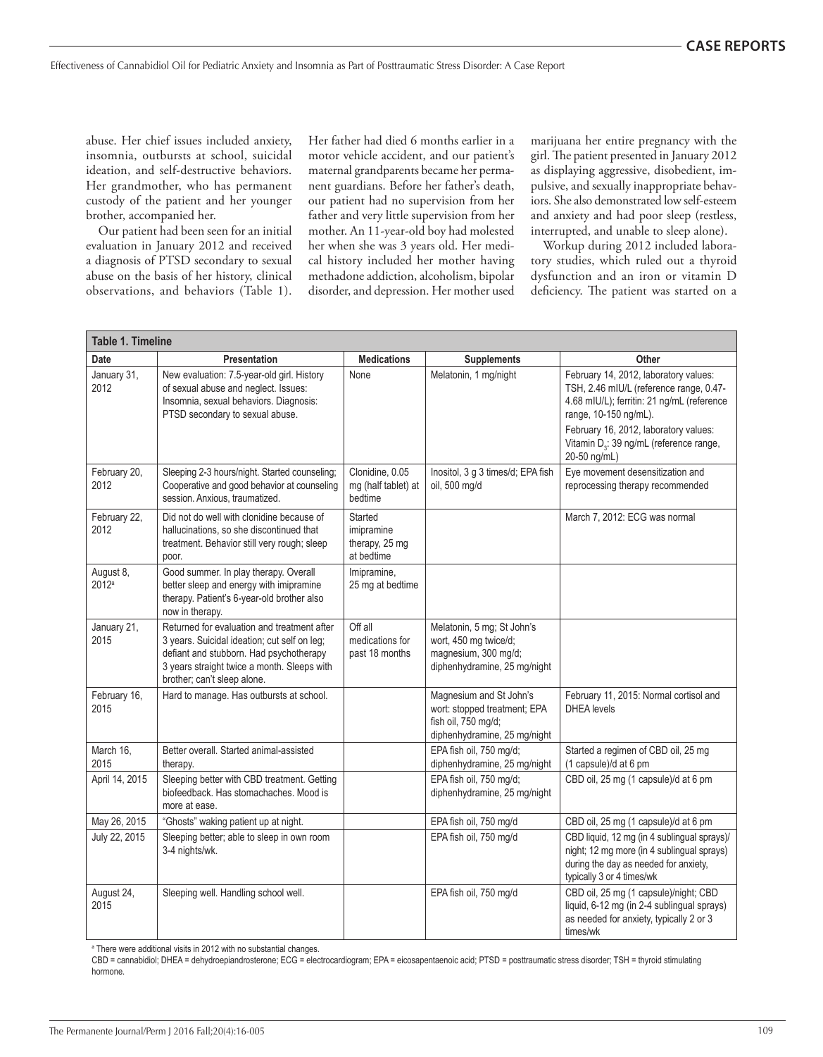abuse. Her chief issues included anxiety, insomnia, outbursts at school, suicidal ideation, and self-destructive behaviors. Her grandmother, who has permanent custody of the patient and her younger brother, accompanied her.

Our patient had been seen for an initial evaluation in January 2012 and received a diagnosis of PTSD secondary to sexual abuse on the basis of her history, clinical observations, and behaviors (Table 1). Her father had died 6 months earlier in a motor vehicle accident, and our patient's maternal grandparents became her permanent guardians. Before her father's death, our patient had no supervision from her father and very little supervision from her mother. An 11-year-old boy had molested her when she was 3 years old. Her medical history included her mother having methadone addiction, alcoholism, bipolar disorder, and depression. Her mother used marijuana her entire pregnancy with the girl. The patient presented in January 2012 as displaying aggressive, disobedient, impulsive, and sexually inappropriate behaviors. She also demonstrated low self-esteem and anxiety and had poor sleep (restless, interrupted, and unable to sleep alone).

Workup during 2012 included laboratory studies, which ruled out a thyroid dysfunction and an iron or vitamin D deficiency. The patient was started on a

**Table 1. Timeline**

| Date | Presentation | Medications | Supplements | Other |
|---|---|---|---|---|
| January 31, 2012 | New evaluation: 7.5-year-old girl. History of sexual abuse and neglect. Issues: Insomnia, sexual behaviors. Diagnosis: PTSD secondary to sexual abuse. | None | Melatonin, 1 mg/night | February 14, 2012, laboratory values: TSH, 2.46 mIU/L (reference range, 0.47-4.68 mIU/L); ferritin: 21 ng/mL (reference range, 10-150 ng/mL). February 16, 2012, laboratory values: Vitamin $D_3$: 39 ng/mL (reference range, 20-50 ng/mL) |
| February 20, 2012 | Sleeping 2-3 hours/night. Started counseling; Cooperative and good behavior at counseling session. Anxious, traumatized. | Clonidine, 0.05 mg (half tablet) at bedtime | Inositol, 3 g 3 times/d; EPA fish oil, 500 mg/d | Eye movement desensitization and reprocessing therapy recommended |
| February 22, 2012 | Did not do well with clonidine because of hallucinations, so she discontinued that treatment. Behavior still very rough; sleep poor. | Started imipramine therapy, 25 mg at bedtime | | March 7, 2012: ECG was normal |
| August 8, 2012[a] | Good summer. In play therapy. Overall better sleep and energy with imipramine therapy. Patient's 6-year-old brother also now in therapy. | Imipramine, 25 mg at bedtime | | |
| January 21, 2015 | Returned for evaluation and treatment after 3 years. Suicidal ideation; cut self on leg; defiant and stubborn. Had psychotherapy 3 years straight twice a month. Sleeps with brother; can't sleep alone. | Off all medications for past 18 months | Melatonin, 5 mg; St John's wort, 450 mg twice/d; magnesium, 300 mg/d; diphenhydramine, 25 mg/night | |
| February 16, 2015 | Hard to manage. Has outbursts at school. | | Magnesium and St John's wort: stopped treatment; EPA fish oil, 750 mg/d; diphenhydramine, 25 mg/night | February 11, 2015: Normal cortisol and DHEA levels |
| March 16, 2015 | Better overall. Started animal-assisted therapy. | | EPA fish oil, 750 mg/d; diphenhydramine, 25 mg/night | Started a regimen of CBD oil, 25 mg (1 capsule)/d at 6 pm |
| April 14, 2015 | Sleeping better with CBD treatment. Getting biofeedback. Has stomachaches. Mood is more at ease. | | EPA fish oil, 750 mg/d; diphenhydramine, 25 mg/night | CBD oil, 25 mg (1 capsule)/d at 6 pm |
| May 26, 2015 | "Ghosts" waking patient up at night. | | EPA fish oil, 750 mg/d | CBD oil, 25 mg (1 capsule)/d at 6 pm |
| July 22, 2015 | Sleeping better; able to sleep in own room 3-4 nights/wk. | | EPA fish oil, 750 mg/d | CBD liquid, 12 mg (in 4 sublingual sprays)/night; 12 mg more (in 4 sublingual sprays) during the day as needed for anxiety, typically 3 or 4 times/wk |
| August 24, 2015 | Sleeping well. Handling school well. | | EPA fish oil, 750 mg/d | CBD oil, 25 mg (1 capsule)/night; CBD liquid, 6-12 mg (in 2-4 sublingual sprays) as needed for anxiety, typically 2 or 3 times/wk |

[a] There were additional visits in 2012 with no substantial changes.

CBD = cannabidiol; DHEA = dehydroepiandrosterone; ECG = electrocardiogram; EPA = eicosapentaenoic acid; PTSD = posttraumatic stress disorder; TSH = thyroid stimulating hormone.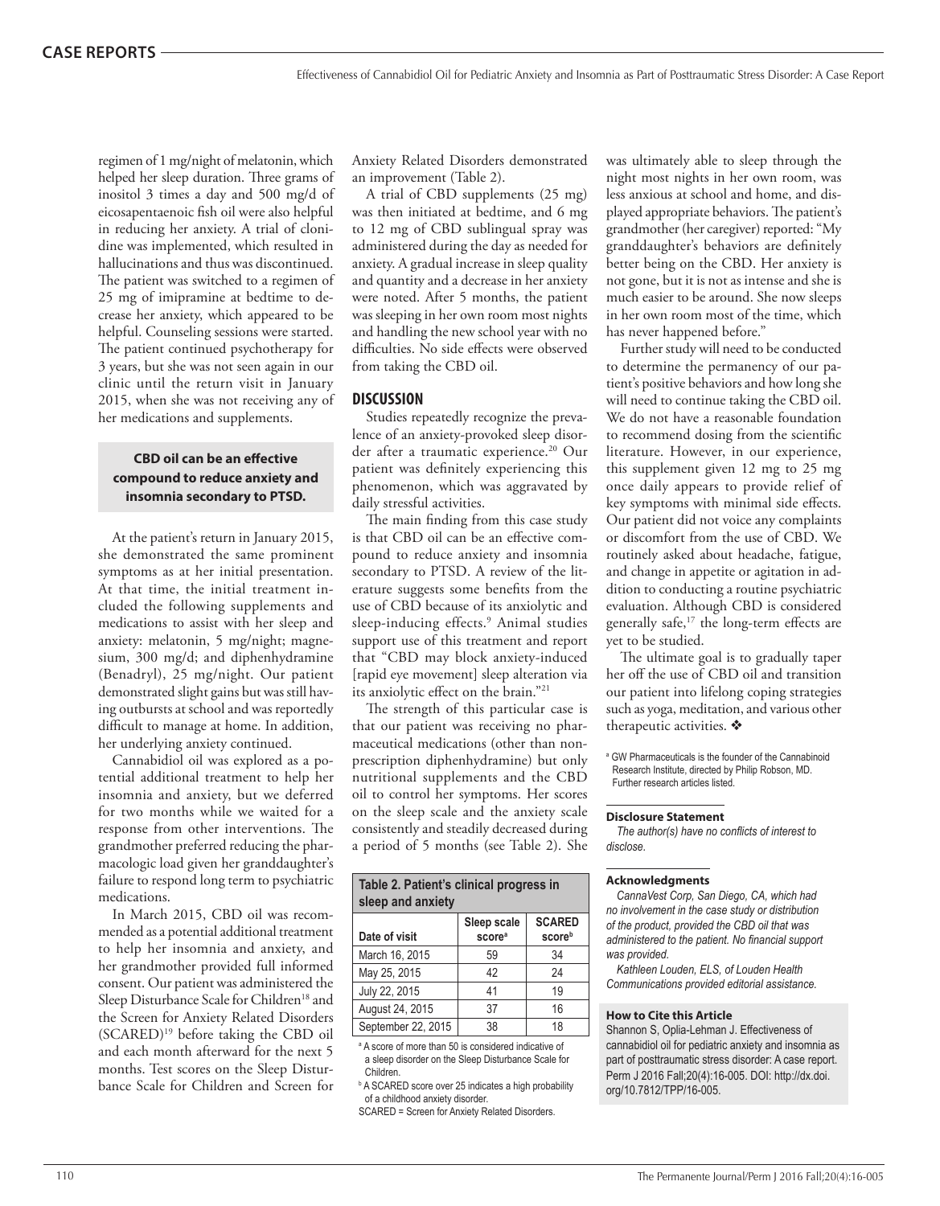regimen of 1 mg/night of melatonin, which helped her sleep duration. Three grams of inositol 3 times a day and 500 mg/d of eicosapentaenoic fish oil were also helpful in reducing her anxiety. A trial of clonidine was implemented, which resulted in hallucinations and thus was discontinued. The patient was switched to a regimen of 25 mg of imipramine at bedtime to decrease her anxiety, which appeared to be helpful. Counseling sessions were started. The patient continued psychotherapy for 3 years, but she was not seen again in our clinic until the return visit in January 2015, when she was not receiving any of her medications and supplements.

**CBD oil can be an effective compound to reduce anxiety and insomnia secondary to PTSD.**

At the patient's return in January 2015, she demonstrated the same prominent symptoms as at her initial presentation. At that time, the initial treatment included the following supplements and medications to assist with her sleep and anxiety: melatonin, 5 mg/night; magnesium, 300 mg/d; and diphenhydramine (Benadryl), 25 mg/night. Our patient demonstrated slight gains but was still having outbursts at school and was reportedly difficult to manage at home. In addition, her underlying anxiety continued.

Cannabidiol oil was explored as a potential additional treatment to help her insomnia and anxiety, but we deferred for two months while we waited for a response from other interventions. The grandmother preferred reducing the pharmacologic load given her granddaughter's failure to respond long term to psychiatric medications.

In March 2015, CBD oil was recommended as a potential additional treatment to help her insomnia and anxiety, and her grandmother provided full informed consent. Our patient was administered the Sleep Disturbance Scale for Children[18] and the Screen for Anxiety Related Disorders (SCARED)[19] before taking the CBD oil and each month afterward for the next 5 months. Test scores on the Sleep Disturbance Scale for Children and Screen for Anxiety Related Disorders demonstrated an improvement (Table 2).

A trial of CBD supplements (25 mg) was then initiated at bedtime, and 6 mg to 12 mg of CBD sublingual spray was administered during the day as needed for anxiety. A gradual increase in sleep quality and quantity and a decrease in her anxiety were noted. After 5 months, the patient was sleeping in her own room most nights and handling the new school year with no difficulties. No side effects were observed from taking the CBD oil.

## DISCUSSION

Studies repeatedly recognize the prevalence of an anxiety-provoked sleep disorder after a traumatic experience.[20] Our patient was definitely experiencing this phenomenon, which was aggravated by daily stressful activities.

The main finding from this case study is that CBD oil can be an effective compound to reduce anxiety and insomnia secondary to PTSD. A review of the literature suggests some benefits from the use of CBD because of its anxiolytic and sleep-inducing effects.[9] Animal studies support use of this treatment and report that "CBD may block anxiety-induced [rapid eye movement] sleep alteration via its anxiolytic effect on the brain."[21]

The strength of this particular case is that our patient was receiving no pharmaceutical medications (other than nonprescription diphenhydramine) but only nutritional supplements and the CBD oil to control her symptoms. Her scores on the sleep scale and the anxiety scale consistently and steadily decreased during a period of 5 months (see Table 2). She was ultimately able to sleep through the night most nights in her own room, was less anxious at school and home, and displayed appropriate behaviors. The patient's grandmother (her caregiver) reported: "My granddaughter's behaviors are definitely better being on the CBD. Her anxiety is not gone, but it is not as intense and she is much easier to be around. She now sleeps in her own room most of the time, which has never happened before."

**Table 2. Patient's clinical progress in sleep and anxiety**

| Date of visit | Sleep scale score[a] | SCARED score[b] |
|---|---|---|
| March 16, 2015 | 59 | 34 |
| May 25, 2015 | 42 | 24 |
| July 22, 2015 | 41 | 19 |
| August 24, 2015 | 37 | 16 |
| September 22, 2015 | 38 | 18 |

[a] A score of more than 50 is considered indicative of a sleep disorder on the Sleep Disturbance Scale for Children.

[b] A SCARED score over 25 indicates a high probability of a childhood anxiety disorder.

SCARED = Screen for Anxiety Related Disorders.

Further study will need to be conducted to determine the permanency of our patient's positive behaviors and how long she will need to continue taking the CBD oil. We do not have a reasonable foundation to recommend dosing from the scientific literature. However, in our experience, this supplement given 12 mg to 25 mg once daily appears to provide relief of key symptoms with minimal side effects. Our patient did not voice any complaints or discomfort from the use of CBD. We routinely asked about headache, fatigue, and change in appetite or agitation in addition to conducting a routine psychiatric evaluation. Although CBD is considered generally safe,[17] the long-term effects are yet to be studied.

The ultimate goal is to gradually taper her off the use of CBD oil and transition our patient into lifelong coping strategies such as yoga, meditation, and various other therapeutic activities. ❖

[a] GW Pharmaceuticals is the founder of the Cannabinoid Research Institute, directed by Philip Robson, MD. Further research articles listed.

#### Disclosure Statement

*The author(s) have no conflicts of interest to disclose.*

#### Acknowledgments

*CannaVest Corp, San Diego, CA, which had no involvement in the case study or distribution of the product, provided the CBD oil that was administered to the patient. No financial support was provided.*

*Kathleen Louden, ELS, of Louden Health Communications provided editorial assistance.*

#### How to Cite this Article

Shannon S, Oplia-Lehman J. Effectiveness of cannabidiol oil for pediatric anxiety and insomnia as part of posttraumatic stress disorder: A case report. Perm J 2016 Fall;20(4):16-005. DOI: http://dx.doi.org/10.7812/TPP/16-005.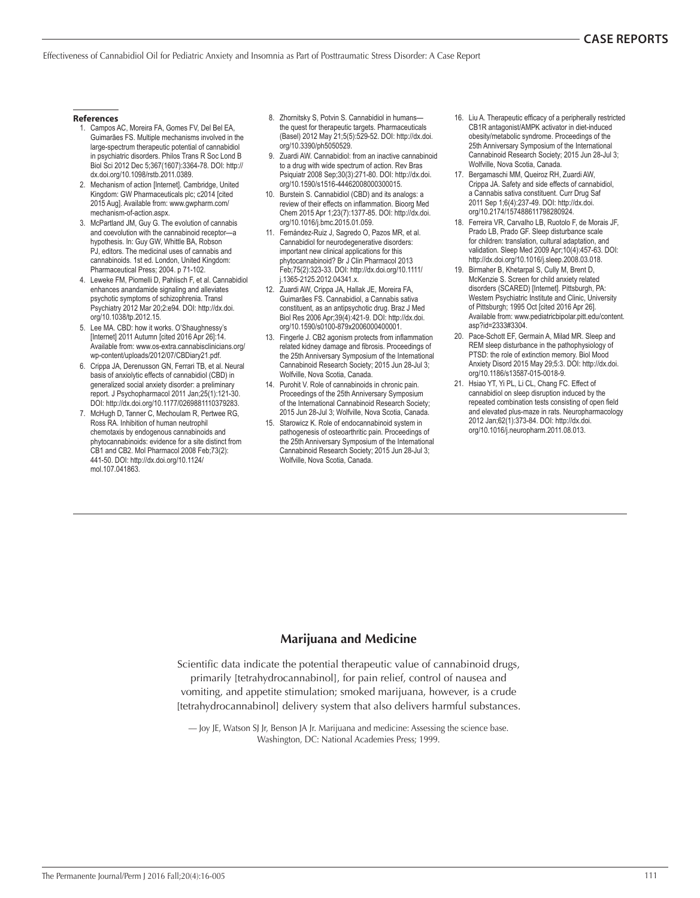## References

1. Campos AC, Moreira FA, Gomes FV, Del Bel EA, Guimarães FS. Multiple mechanisms involved in the large-spectrum therapeutic potential of cannabidiol in psychiatric disorders. Philos Trans R Soc Lond B Biol Sci 2012 Dec 5;367(1607):3364-78. DOI: http://dx.doi.org/10.1098/rstb.2011.0389.
2. Mechanism of action [Internet]. Cambridge, United Kingdom: GW Pharmaceuticals plc; c2014 [cited 2015 Aug]. Available from: www.gwpharm.com/mechanism-of-action.aspx.
3. McPartland JM, Guy G. The evolution of cannabis and coevolution with the cannabinoid receptor—a hypothesis. In: Guy GW, Whittle BA, Robson PJ, editors. The medicinal uses of cannabis and cannabinoids. 1st ed. London, United Kingdom: Pharmaceutical Press; 2004. p 71-102.
4. Leweke FM, Piomelli D, Pahlisch F, et al. Cannabidiol enhances anandamide signaling and alleviates psychotic symptoms of schizophrenia. Transl Psychiatry 2012 Mar 20;2:e94. DOI: http://dx.doi.org/10.1038/tp.2012.15.
5. Lee MA. CBD: how it works. O'Shaughnessy's [Internet] 2011 Autumn [cited 2016 Apr 26]:14. Available from: www.os-extra.cannabisclinicians.org/wp-content/uploads/2012/07/CBDiary21.pdf.
6. Crippa JA, Derenusson GN, Ferrari TB, et al. Neural basis of anxiolytic effects of cannabidiol (CBD) in generalized social anxiety disorder: a preliminary report. J Psychopharmacol 2011 Jan;25(1):121-30. DOI: http://dx.doi.org/10.1177/0269881110379283.
7. McHugh D, Tanner C, Mechoulam R, Pertwee RG, Ross RA. Inhibition of human neutrophil chemotaxis by endogenous cannabinoids and phytocannabinoids: evidence for a site distinct from CB1 and CB2. Mol Pharmacol 2008 Feb;73(2):441-50. DOI: http://dx.doi.org/10.1124/mol.107.041863.
8. Zhornitsky S, Potvin S. Cannabidiol in humans—the quest for therapeutic targets. Pharmaceuticals (Basel) 2012 May 21;5(5):529-52. DOI: http://dx.doi.org/10.3390/ph5050529.
9. Zuardi AW. Cannabidiol: from an inactive cannabinoid to a drug with wide spectrum of action. Rev Bras Psiquiatr 2008 Sep;30(3):271-80. DOI: http://dx.doi.org/10.1590/s1516-44462008000300015.
10. Burstein S. Cannabidiol (CBD) and its analogs: a review of their effects on inflammation. Bioorg Med Chem 2015 Apr 1;23(7):1377-85. DOI: http://dx.doi.org/10.1016/j.bmc.2015.01.059.
11. Fernández-Ruiz J, Sagredo O, Pazos MR, et al. Cannabidiol for neurodegenerative disorders: important new clinical applications for this phytocannabinoid? Br J Clin Pharmacol 2013 Feb;75(2):323-33. DOI: http://dx.doi.org/10.1111/j.1365-2125.2012.04341.x.
12. Zuardi AW, Crippa JA, Hallak JE, Moreira FA, Guimarães FS. Cannabidiol, a Cannabis sativa constituent, as an antipsychotic drug. Braz J Med Biol Res 2006 Apr;39(4):421-9. DOI: http://dx.doi.org/10.1590/s0100-879x2006000400001.
13. Fingerle J. CB2 agonism protects from inflammation related kidney damage and fibrosis. Proceedings of the 25th Anniversary Symposium of the International Cannabinoid Research Society; 2015 Jun 28-Jul 3; Wolfville, Nova Scotia, Canada.
14. Purohit V. Role of cannabinoids in chronic pain. Proceedings of the 25th Anniversary Symposium of the International Cannabinoid Research Society; 2015 Jun 28-Jul 3; Wolfville, Nova Scotia, Canada.
15. Starowicz K. Role of endocannabinoid system in pathogenesis of osteoarthritic pain. Proceedings of the 25th Anniversary Symposium of the International Cannabinoid Research Society; 2015 Jun 28-Jul 3; Wolfville, Nova Scotia, Canada.
16. Liu A. Therapeutic efficacy of a peripherally restricted CB1R antagonist/AMPK activator in diet-induced obesity/metabolic syndrome. Proceedings of the 25th Anniversary Symposium of the International Cannabinoid Research Society; 2015 Jun 28-Jul 3; Wolfville, Nova Scotia, Canada.
17. Bergamaschi MM, Queiroz RH, Zuardi AW, Crippa JA. Safety and side effects of cannabidiol, a Cannabis sativa constituent. Curr Drug Saf 2011 Sep 1;6(4):237-49. DOI: http://dx.doi.org/10.2174/157488611798280924.
18. Ferreira VR, Carvalho LB, Ruotolo F, de Morais JF, Prado LB, Prado GF. Sleep disturbance scale for children: translation, cultural adaptation, and validation. Sleep Med 2009 Apr;10(4):457-63. DOI: http://dx.doi.org/10.1016/j.sleep.2008.03.018.
19. Birmaher B, Khetarpal S, Cully M, Brent D, McKenzie S. Screen for child anxiety related disorders (SCARED) [Internet]. Pittsburgh, PA: Western Psychiatric Institute and Clinic, University of Pittsburgh; 1995 Oct [cited 2016 Apr 26]. Available from: www.pediatricbipolar.pitt.edu/content.asp?id=2333#3304.
20. Pace-Schott EF, Germain A, Milad MR. Sleep and REM sleep disturbance in the pathophysiology of PTSD: the role of extinction memory. Biol Mood Anxiety Disord 2015 May 29;5:3. DOI: http://dx.doi.org/10.1186/s13587-015-0018-9.
21. Hsiao YT, Yi PL, Li CL, Chang FC. Effect of cannabidiol on sleep disruption induced by the repeated combination tests consisting of open field and elevated plus-maze in rats. Neuropharmacology 2012 Jan;62(1):373-84. DOI: http://dx.doi.org/10.1016/j.neuropharm.2011.08.013.

## Marijuana and Medicine

Scientific data indicate the potential therapeutic value of cannabinoid drugs, primarily [tetrahydrocannabinol], for pain relief, control of nausea and vomiting, and appetite stimulation; smoked marijuana, however, is a crude [tetrahydrocannabinol] delivery system that also delivers harmful substances.

— Joy JE, Watson SJ Jr, Benson JA Jr. Marijuana and medicine: Assessing the science base. Washington, DC: National Academies Press; 1999.